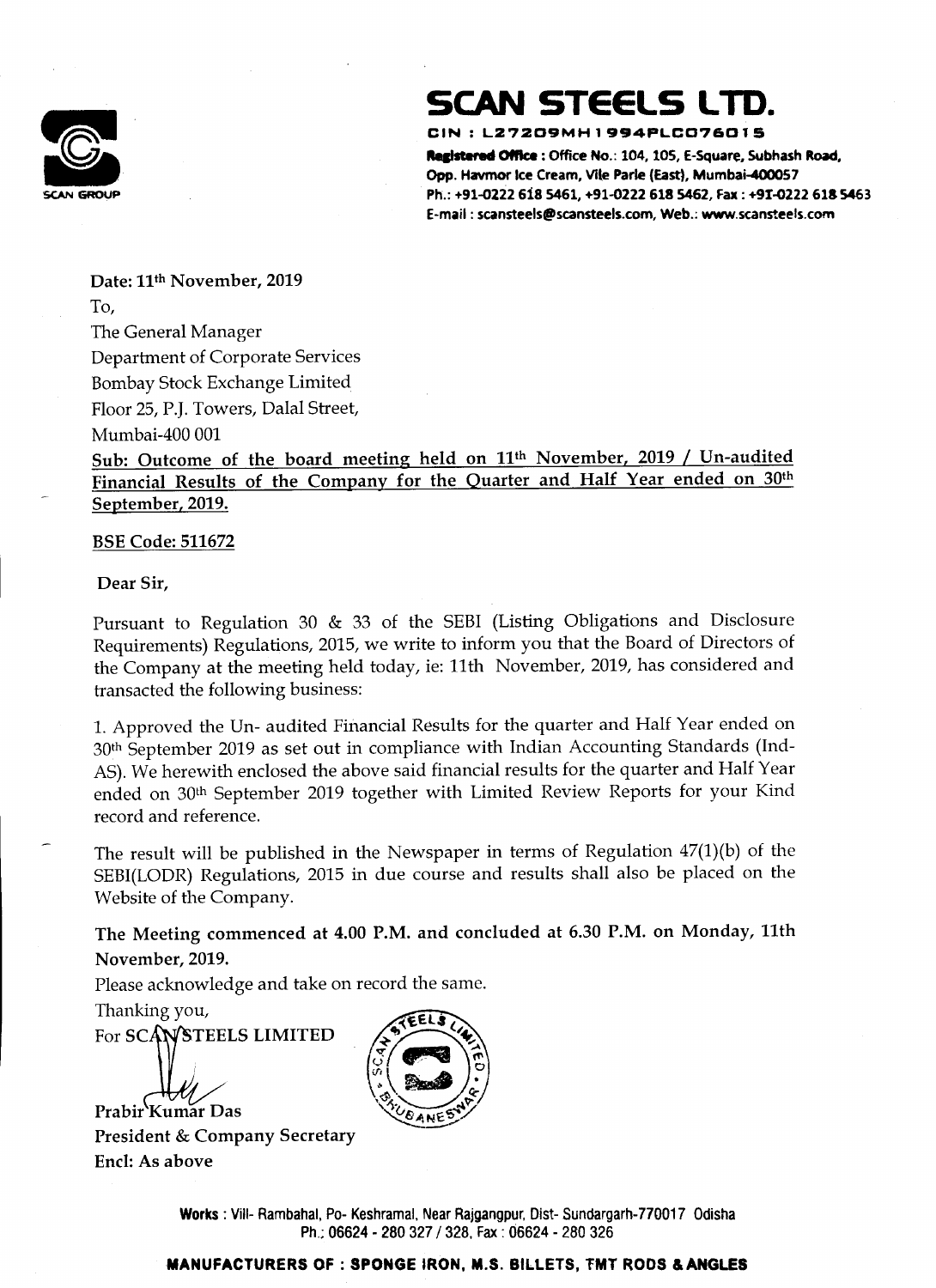# SCAN STEELS LTD.

**CIN : L27209MH1994PLC076015**

**Registered Office : Office No.: 104, 105, E-Square, Subhash Road, Opp. Havmor Ice Cream, Vile Parle (East), Mumbai-400057**
**Ph.: +91-0222 618 5461, +91-0222 618 5462, Fax : +91-0222 618 5463**
**E-mail : scansteels@scansteels.com, Web.: www.scansteels.com**

SCAN GROUP

**Date: 11th November, 2019**

To,

The General Manager
Department of Corporate Services
Bombay Stock Exchange Limited
Floor 25, P.J. Towers, Dalal Street,
Mumbai-400 001

**Sub: Outcome of the board meeting held on 11th November, 2019 / Un-audited Financial Results of the Company for the Quarter and Half Year ended on 30th September, 2019.**

**BSE Code: 511672**

**Dear Sir,**

Pursuant to Regulation 30 & 33 of the SEBI (Listing Obligations and Disclosure Requirements) Regulations, 2015, we write to inform you that the Board of Directors of the Company at the meeting held today, ie: 11th November, 2019, has considered and transacted the following business:

1. Approved the Un- audited Financial Results for the quarter and Half Year ended on 30th September 2019 as set out in compliance with Indian Accounting Standards (Ind-AS). We herewith enclosed the above said financial results for the quarter and Half Year ended on 30th September 2019 together with Limited Review Reports for your Kind record and reference.

The result will be published in the Newspaper in terms of Regulation 47(1)(b) of the SEBI(LODR) Regulations, 2015 in due course and results shall also be placed on the Website of the Company.

**The Meeting commenced at 4.00 P.M. and concluded at 6.30 P.M. on Monday, 11th November, 2019.**

Please acknowledge and take on record the same.

Thanking you,

For SCAN STEELS LIMITED

**Prabir Kumar Das**
**President & Company Secretary**
**Encl: As above**

**Works** : Vill- Rambahal, Po- Keshramal, Near Rajgangpur, Dist- Sundargarh-770017 Odisha
Ph.: 06624 - 280 327 / 328, Fax : 06624 - 280 326

**MANUFACTURERS OF : SPONGE IRON, M.S. BILLETS, TMT RODS & ANGLES**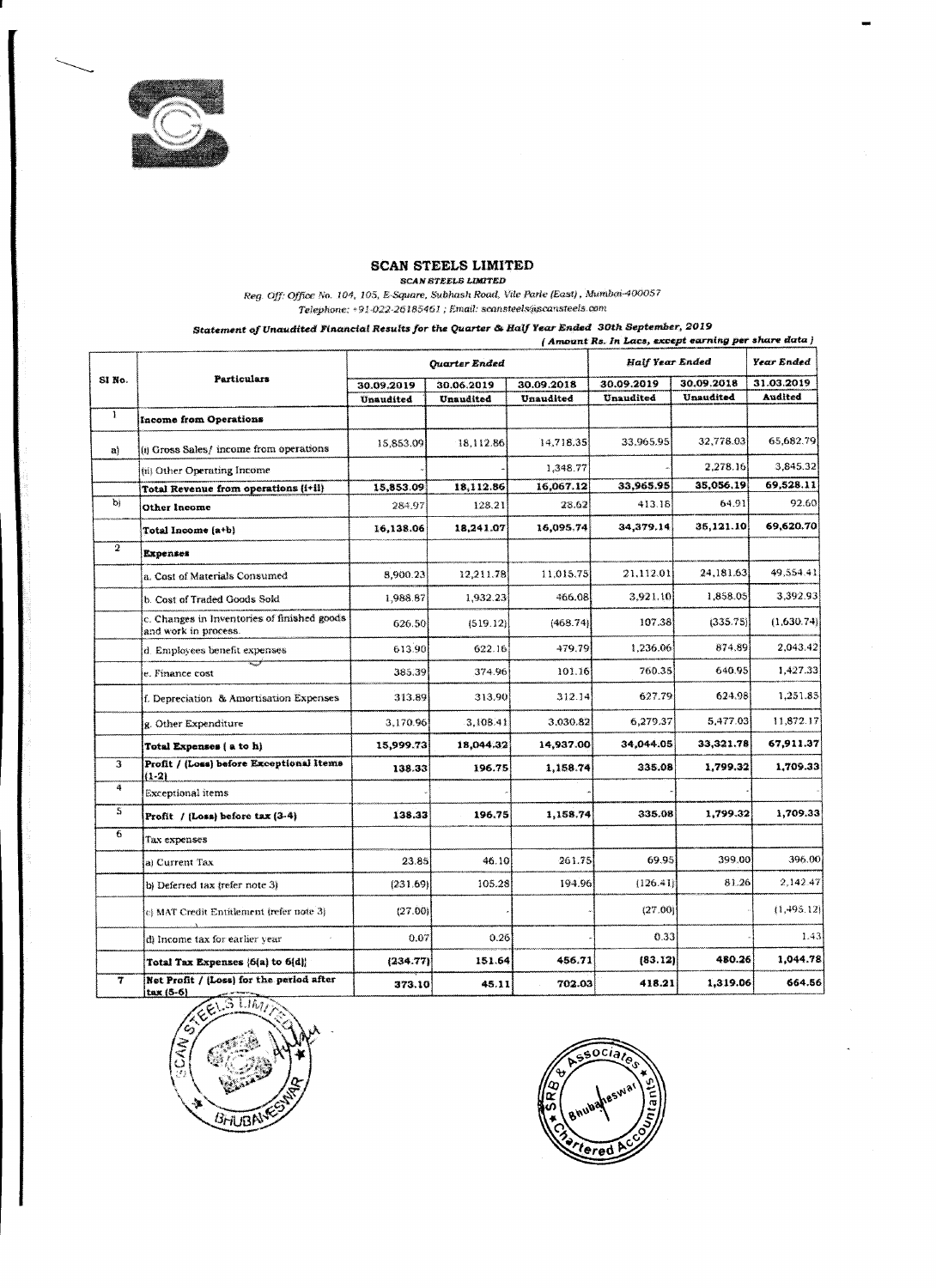# SCAN STEELS LIMITED

*SCAN STEELS LIMITED*

*Reg. Off: Office No. 104, 105, E-Square, Subhash Road, Vile Parle (East), Mumbai-400057*

*Telephone: +91-022-26185461 ; Email: scansteels@scansteels.com*

***Statement of Unaudited Financial Results for the Quarter & Half Year Ended 30th September, 2019***

*( Amount Rs. In Lacs, except earning per share data )*

| Sl No. | Particulars | Quarter Ended | | | Half Year Ended | | Year Ended |
|---|---|---|---|---|---|---|---|
| | | 30.09.2019 | 30.06.2019 | 30.09.2018 | 30.09.2019 | 30.09.2018 | 31.03.2019 |
| | | Unaudited | Unaudited | Unaudited | Unaudited | Unaudited | Audited |
| 1 | **Income from Operations** | | | | | | |
| a) | (i) Gross Sales/ income from operations | 15,853.09 | 18,112.86 | 14,718.35 | 33,965.95 | 32,778.03 | 65,682.79 |
| | (ii) Other Operating Income | - | - | 1,348.77 | - | 2,278.16 | 3,845.32 |
| | **Total Revenue from operations (i+ii)** | **15,853.09** | **18,112.86** | **16,067.12** | **33,965.95** | **35,056.19** | **69,528.11** |
| b) | **Other Income** | 284.97 | 128.21 | 28.62 | 413.18 | 64.91 | 92.60 |
| | **Total Income (a+b)** | **16,138.06** | **18,241.07** | **16,095.74** | **34,379.14** | **35,121.10** | **69,620.70** |
| 2 | **Expenses** | | | | | | |
| | a. Cost of Materials Consumed | 8,900.23 | 12,211.78 | 11,015.75 | 21,112.01 | 24,181.63 | 49,554.41 |
| | b. Cost of Traded Goods Sold | 1,988.87 | 1,932.23 | 466.08 | 3,921.10 | 1,858.05 | 3,392.93 |
| | c. Changes in Inventories of finished goods and work in process. | 626.50 | (519.12) | (468.74) | 107.38 | (335.75) | (1,630.74) |
| | d. Employees benefit expenses | 613.90 | 622.16 | 479.79 | 1,236.06 | 874.89 | 2,043.42 |
| | e. Finance cost | 385.39 | 374.96 | 101.16 | 760.35 | 640.95 | 1,427.33 |
| | f. Depreciation & Amortisation Expenses | 313.89 | 313.90 | 312.14 | 627.79 | 624.98 | 1,251.85 |
| | g. Other Expenditure | 3,170.96 | 3,108.41 | 3,030.82 | 6,279.37 | 5,477.03 | 11,872.17 |
| | **Total Expenses ( a to h)** | **15,999.73** | **18,044.32** | **14,937.00** | **34,044.05** | **33,321.78** | **67,911.37** |
| 3 | **Profit / (Loss) before Exceptional Items (1-2)** | **138.33** | **196.75** | **1,158.74** | **335.08** | **1,799.32** | **1,709.33** |
| 4 | Exceptional items | - | - | - | - | - | - |
| 5 | **Profit / (Loss) before tax (3-4)** | **138.33** | **196.75** | **1,158.74** | **335.08** | **1,799.32** | **1,709.33** |
| 6 | Tax expenses | | | | | | |
| | a) Current Tax | 23.85 | 46.10 | 261.75 | 69.95 | 399.00 | 396.00 |
| | b) Deferred tax (refer note 3) | (231.69) | 105.28 | 194.96 | (126.41) | 81.26 | 2,142.47 |
| | c) MAT Credit Entitlement (refer note 3) | (27.00) | - | - | (27.00) | | (1,495.12) |
| | d) Income tax for earlier year | 0.07 | 0.26 | | 0.33 | - | 1.43 |
| | **Total Tax Expenses (6(a) to 6(d))** | **(234.77)** | **151.64** | **456.71** | **(83.12)** | **480.26** | **1,044.78** |
| 7 | **Net Profit / (Loss) for the period after tax (5-6)** | **373.10** | **45.11** | **702.03** | **418.21** | **1,319.06** | **664.56** |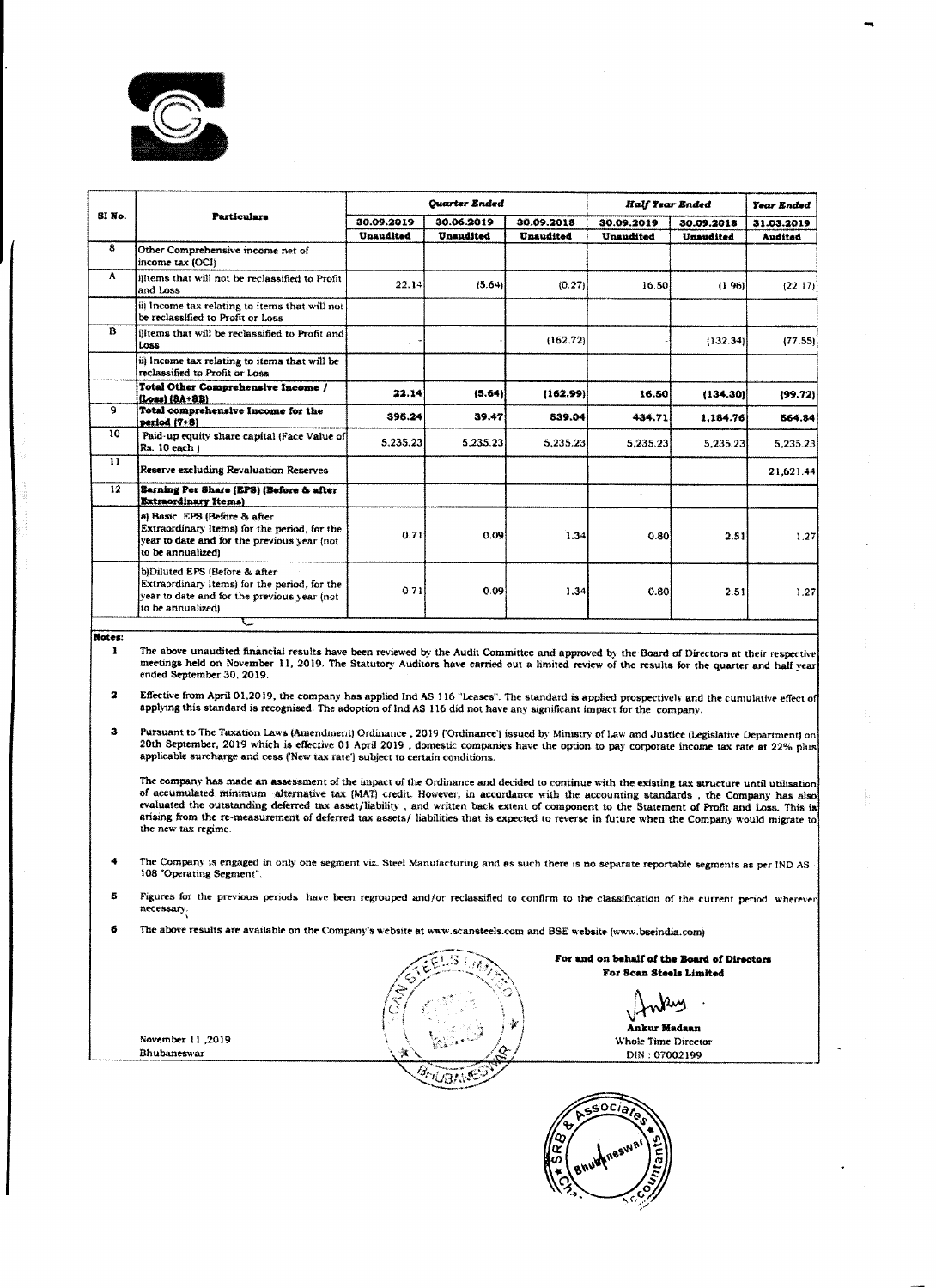| Sl No. | Particulars | Quarter Ended | | | Half Year Ended | | Year Ended |
|---|---|---|---|---|---|---|---|
| | | 30.09.2019 | 30.06.2019 | 30.09.2018 | 30.09.2019 | 30.09.2018 | 31.03.2019 |
| | | Unaudited | Unaudited | Unaudited | Unaudited | Unaudited | Audited |
| 8 | Other Comprehensive income net of income tax (OCI) | | | | | | |
| A | i)Items that will not be reclassified to Profit and Loss | 22.14 | (5.64) | (0.27) | 16.50 | (1.96) | (22.17) |
| | ii) Income tax relating to items that will not be reclassified to Profit or Loss | | | | | | |
| B | i)Items that will be reclassified to Profit and Loss | - | | (162.72) | | - | (132.34) | (77.55) |
| | ii) Income tax relating to items that will be reclassified to Profit or Loss | | | | | | |
| | **Total Other Comprehensive Income / (Loss) (8A+8B)** | **22.14** | **(5.64)** | **(162.99)** | **16.50** | **(134.30)** | **(99.72)** |
| 9 | **Total comprehensive Income for the period (7+8)** | **398.24** | **39.47** | **539.04** | **434.71** | **1,184.76** | **564.84** |
| 10 | Paid-up equity share capital (Face Value of Rs. 10 each ) | 5,235.23 | 5,235.23 | 5,235.23 | 5,235.23 | 5,235.23 | 5,235.23 |
| 11 | Reserve excluding Revaluation Reserves | | | | | | 21,621.44 |
| 12 | **Earning Per Share (EPS) (Before & after Extraordinary Items)** | | | | | | |
| | a) Basic EPS (Before & after Extraordinary Items) for the period, for the year to date and for the previous year (not to be annualized) | 0.71 | 0.09 | 1.34 | 0.80 | 2.51 | 1.27 |
| | b)Diluted EPS (Before & after Extraordinary Items) for the period, for the year to date and for the previous year (not to be annualized) | 0.71 | 0.09 | 1.34 | 0.80 | 2.51 | 1.27 |

**Notes:**

1. The above unaudited financial results have been reviewed by the Audit Committee and approved by the Board of Directors at their respective meetings held on November 11, 2019. The Statutory Auditors have carried out a limited review of the results for the quarter and half year ended September 30, 2019.

2. Effective from April 01,2019, the company has applied Ind AS 116 "Leases". The standard is applied prospectively and the cumulative effect of applying this standard is recognised. The adoption of Ind AS 116 did not have any significant impact for the company.

3. Pursuant to The Taxation Laws (Amendment) Ordinance , 2019 ('Ordinance') issued by Ministry of Law and Justice (Legislative Department) on 20th September, 2019 which is effective 01 April 2019 , domestic companies have the option to pay corporate income tax rate at 22% plus applicable surcharge and cess ('New tax rate') subject to certain conditions.

   The company has made an assessment of the impact of the Ordinance and decided to continue with the existing tax structure until utilisation of accumulated minimum alternative tax (MAT) credit. However, in accordance with the accounting standards , the Company has also evaluated the outstanding deferred tax asset/liability , and written back extent of component to the Statement of Profit and Loss. This is arising from the re-measurement of deferred tax assets/ liabilities that is expected to reverse in future when the Company would migrate to the new tax regime.

4. The Company is engaged in only one segment viz. Steel Manufacturing and as such there is no separate reportable segments as per IND AS - 108 "Operating Segment".

5. Figures for the previous periods have been regrouped and/or reclassified to confirm to the classification of the current period, wherever necessary.

6. The above results are available on the Company's website at www.scansteels.com and BSE website (www.bseindia.com)

November 11 ,2019
Bhubaneswar

**For and on behalf of the Board of Directors**
**For Scan Steels Limited**

**Ankur Madaan**
Whole Time Director
DIN : 07002199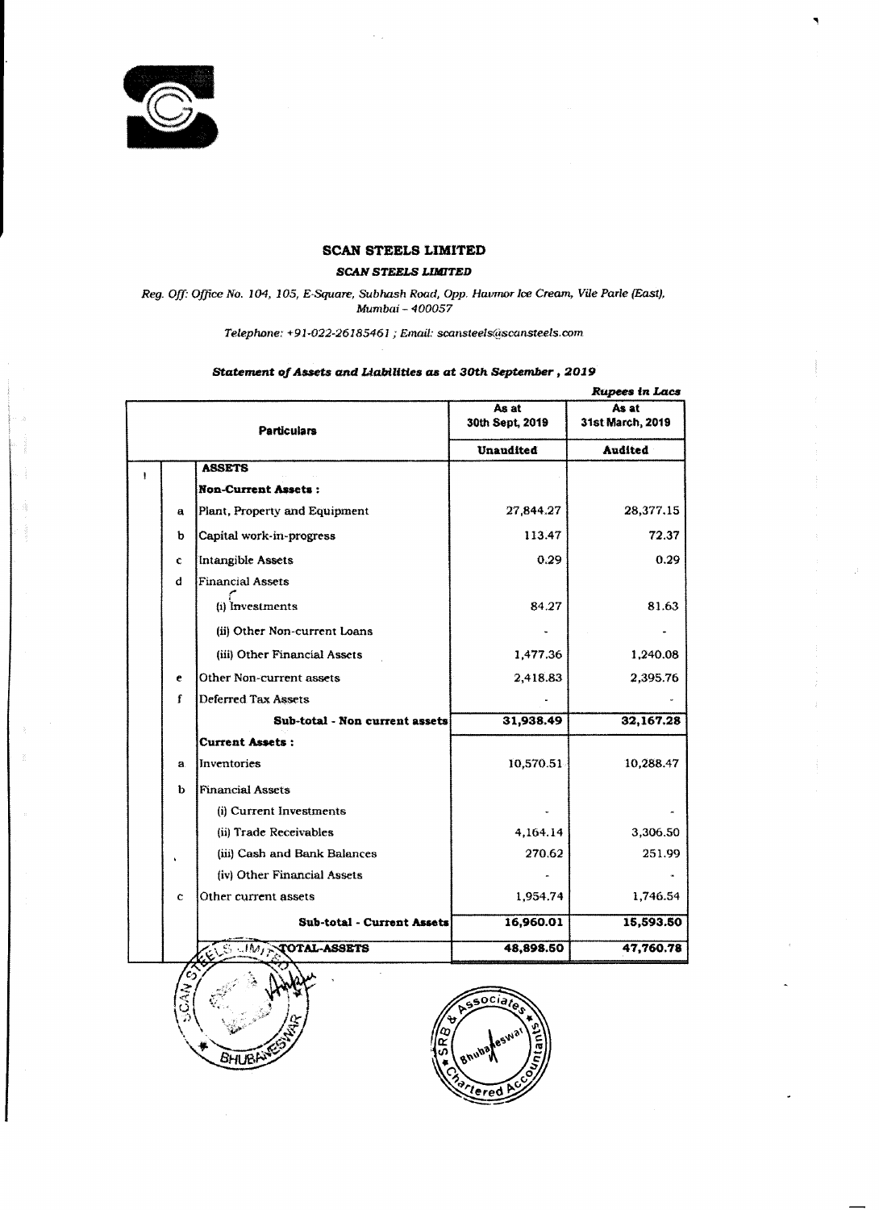# SCAN STEELS LIMITED

***SCAN STEELS LIMITED***

*Reg. Off: Office No. 104, 105, E-Square, Subhash Road, Opp. Havmor Ice Cream, Vile Parle (East), Mumbai – 400057*

*Telephone: +91-022-26185461 ; Email: scansteels@scansteels.com*

## *Statement of Assets and Liabilities as at 30th September , 2019*

***Rupees in Lacs***

| | | Particulars | As at 30th Sept, 2019 | As at 31st March, 2019 |
|---|---|---|---|---|
| | | | **Unaudited** | **Audited** |
| I | | **ASSETS** | | |
| | | **Non-Current Assets :** | | |
| | a | Plant, Property and Equipment | 27,844.27 | 28,377.15 |
| | b | Capital work-in-progress | 113.47 | 72.37 |
| | c | Intangible Assets | 0.29 | 0.29 |
| | d | Financial Assets | | |
| | | (i) Investments | 84.27 | 81.63 |
| | | (ii) Other Non-current Loans | - | - |
| | | (iii) Other Financial Assets | 1,477.36 | 1,240.08 |
| | e | Other Non-current assets | 2,418.83 | 2,395.76 |
| | f | Deferred Tax Assets | - | - |
| | | **Sub-total - Non current assets** | **31,938.49** | **32,167.28** |
| | | **Current Assets :** | | |
| | a | Inventories | 10,570.51 | 10,288.47 |
| | b | Financial Assets | | |
| | | (i) Current Investments | - | - |
| | | (ii) Trade Receivables | 4,164.14 | 3,306.50 |
| | | (iii) Cash and Bank Balances | 270.62 | 251.99 |
| | | (iv) Other Financial Assets | - | - |
| | c | Other current assets | 1,954.74 | 1,746.54 |
| | | **Sub-total - Current Assets** | **16,960.01** | **15,593.50** |
| | | **TOTAL-ASSETS** | **48,898.50** | **47,760.78** |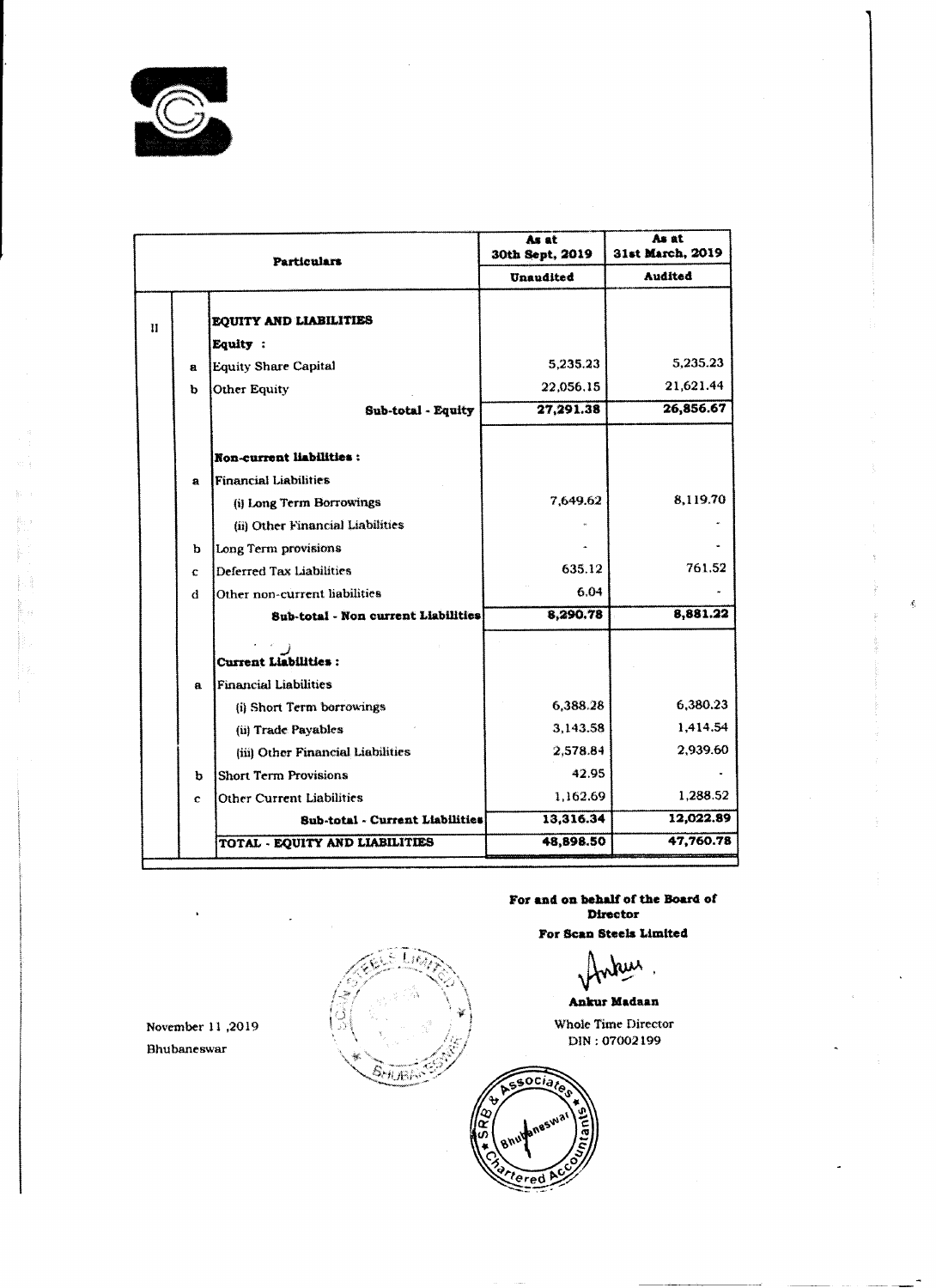| | | Particulars | As at 30th Sept, 2019 | As at 31st March, 2019 |
|---|---|---|---|---|
| | | | Unaudited | Audited |
| II | | **EQUITY AND LIABILITIES** | | |
| | | **Equity :** | | |
| | a | Equity Share Capital | 5,235.23 | 5,235.23 |
| | b | Other Equity | 22,056.15 | 21,621.44 |
| | | **Sub-total - Equity** | **27,291.38** | **26,856.67** |
| | | **Non-current liabilities :** | | |
| | a | Financial Liabilities | | |
| | | (i) Long Term Borrowings | 7,649.62 | 8,119.70 |
| | | (ii) Other Financial Liabilities | - | - |
| | b | Long Term provisions | - | - |
| | c | Deferred Tax Liabilities | 635.12 | 761.52 |
| | d | Other non-current liabilities | 6.04 | - |
| | | **Sub-total - Non current Liabilities** | **8,290.78** | **8,881.22** |
| | | **Current Liabilities :** | | |
| | a | Financial Liabilities | | |
| | | (i) Short Term borrowings | 6,388.28 | 6,380.23 |
| | | (ii) Trade Payables | 3,143.58 | 1,414.54 |
| | | (iii) Other Financial Liabilities | 2,578.84 | 2,939.60 |
| | b | Short Term Provisions | 42.95 | - |
| | c | Other Current Liabilities | 1,162.69 | 1,288.52 |
| | | **Sub-total - Current Liabilities** | **13,316.34** | **12,022.89** |
| | | **TOTAL - EQUITY AND LIABILITIES** | **48,898.50** | **47,760.78** |

**For and on behalf of the Board of Director**

**For Scan Steels Limited**

**Ankur Madaan**

Whole Time Director

DIN : 07002199

November 11 ,2019

Bhubaneswar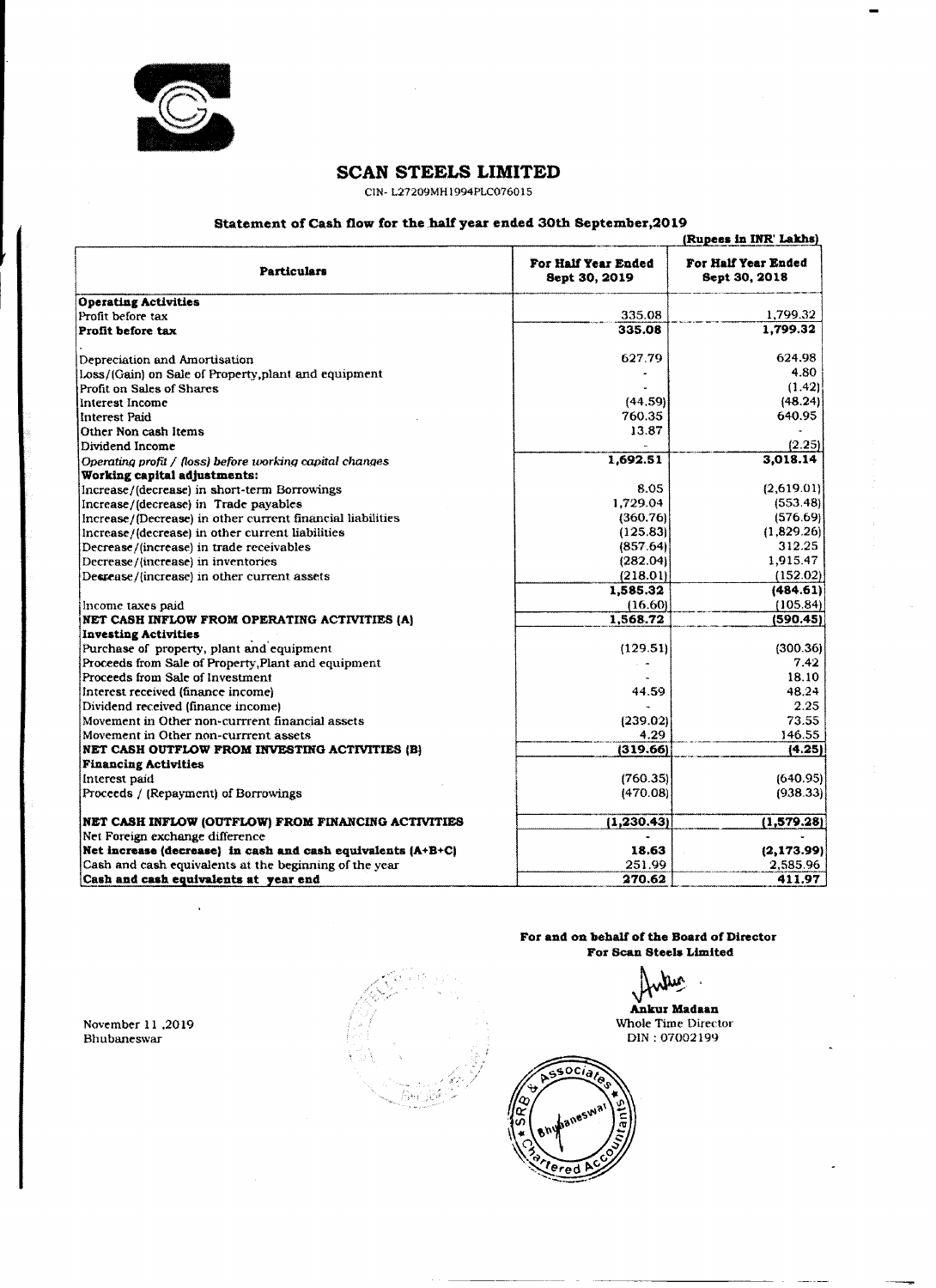# SCAN STEELS LIMITED

CIN- L27209MH1994PLC076015

## Statement of Cash flow for the half year ended 30th September,2019

**(Rupees in INR' Lakhs)**

| Particulars | For Half Year Ended Sept 30, 2019 | For Half Year Ended Sept 30, 2018 |
|---|---|---|
| **Operating Activities** | | |
| Profit before tax | 335.08 | 1,799.32 |
| **Profit before tax** | **335.08** | **1,799.32** |
| Depreciation and Amortisation | 627.79 | 624.98 |
| Loss/(Gain) on Sale of Property,plant and equipment | - | 4.80 |
| Profit on Sales of Shares | - | (1.42) |
| Interest Income | (44.59) | (48.24) |
| Interest Paid | 760.35 | 640.95 |
| Other Non cash Items | 13.87 | - |
| Dividend Income | - | (2.25) |
| *Operating profit / (loss) before working capital changes* | **1,692.51** | **3,018.14** |
| **Working capital adjustments:** | | |
| Increase/(decrease) in short-term Borrowings | 8.05 | (2,619.01) |
| Increase/(decrease) in Trade payables | 1,729.04 | (553.48) |
| Increase/(Decrease) in other current financial liabilities | (360.76) | (576.69) |
| Increase/(decrease) in other current liabilities | (125.83) | (1,829.26) |
| Decrease/(increase) in trade receivables | (857.64) | 312.25 |
| Decrease/(increase) in inventories | (282.04) | 1,915.47 |
| Decrease/(increase) in other current assets | (218.01) | (152.02) |
| | **1,585.32** | **(484.61)** |
| Income taxes paid | (16.60) | (105.84) |
| **NET CASH INFLOW FROM OPERATING ACTIVITIES (A)** | **1,568.72** | **(590.45)** |
| **Investing Activities** | | |
| Purchase of property, plant and equipment | (129.51) | (300.36) |
| Proceeds from Sale of Property,Plant and equipment | - | 7.42 |
| Proceeds from Sale of Investment | - | 18.10 |
| Interest received (finance income) | 44.59 | 48.24 |
| Dividend received (finance income) | - | 2.25 |
| Movement in Other non-currrent financial assets | (239.02) | 73.55 |
| Movement in Other non-currrent assets | 4.29 | 146.55 |
| **NET CASH OUTFLOW FROM INVESTING ACTIVITIES (B)** | **(319.66)** | **(4.25)** |
| **Financing Activities** | | |
| Interest paid | (760.35) | (640.95) |
| Proceeds / (Repayment) of Borrowings | (470.08) | (938.33) |
| **NET CASH INFLOW (OUTFLOW) FROM FINANCING ACTIVITIES** | **(1,230.43)** | **(1,579.28)** |
| Net Foreign exchange difference | - | - |
| **Net increase (decrease) in cash and cash equivalents (A+B+C)** | **18.63** | **(2,173.99)** |
| Cash and cash equivalents at the beginning of the year | 251.99 | 2,585.96 |
| **Cash and cash equivalents at year end** | **270.62** | **411.97** |

**For and on behalf of the Board of Director**
**For Scan Steels Limited**

**Ankur Madaan**
Whole Time Director
DIN : 07002199

November 11 ,2019
Bhubaneswar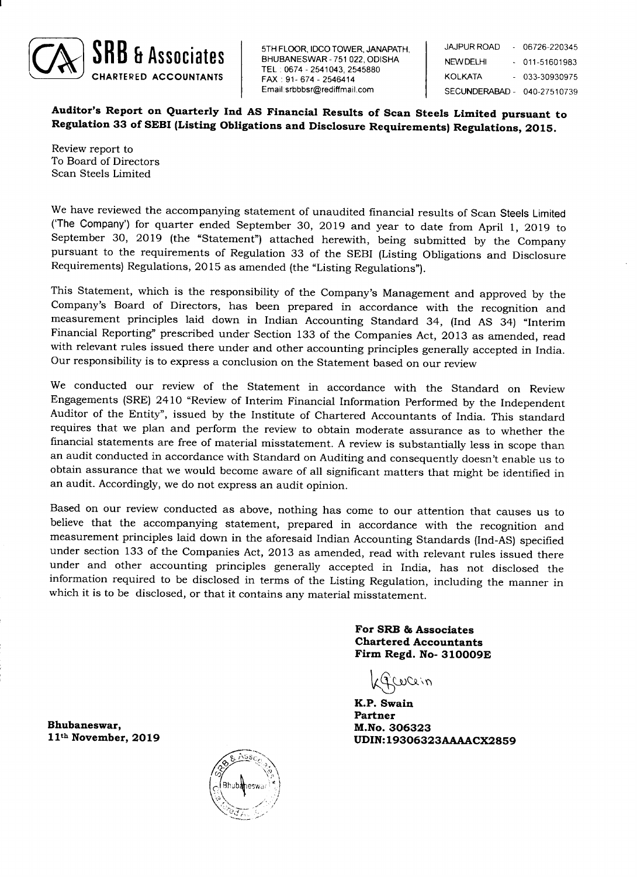**SRB & Associates**
**CHARTERED ACCOUNTANTS**

5TH FLOOR, IDCO TOWER, JANAPATH,
BHUBANESWAR - 751 022, ODISHA
TEL : 0674 - 2541043, 2545880
FAX : 91- 674 - 2546414
Email:srbbbsr@rediffmail.com

JAJPUR ROAD - 06726-220345
NEW DELHI - 011-51601983
KOLKATA - 033-30930975
SECUNDERABAD - 040-27510739

**Auditor's Report on Quarterly Ind AS Financial Results of Scan Steels Limited pursuant to Regulation 33 of SEBI (Listing Obligations and Disclosure Requirements) Regulations, 2015.**

Review report to
To Board of Directors
Scan Steels Limited

We have reviewed the accompanying statement of unaudited financial results of Scan Steels Limited ('The Company') for quarter ended September 30, 2019 and year to date from April 1, 2019 to September 30, 2019 (the "Statement") attached herewith, being submitted by the Company pursuant to the requirements of Regulation 33 of the SEBI (Listing Obligations and Disclosure Requirements) Regulations, 2015 as amended (the "Listing Regulations").

This Statement, which is the responsibility of the Company's Management and approved by the Company's Board of Directors, has been prepared in accordance with the recognition and measurement principles laid down in Indian Accounting Standard 34, (Ind AS 34) "Interim Financial Reporting" prescribed under Section 133 of the Companies Act, 2013 as amended, read with relevant rules issued there under and other accounting principles generally accepted in India. Our responsibility is to express a conclusion on the Statement based on our review

We conducted our review of the Statement in accordance with the Standard on Review Engagements (SRE) 2410 "Review of Interim Financial Information Performed by the Independent Auditor of the Entity", issued by the Institute of Chartered Accountants of India. This standard requires that we plan and perform the review to obtain moderate assurance as to whether the financial statements are free of material misstatement. A review is substantially less in scope than an audit conducted in accordance with Standard on Auditing and consequently doesn't enable us to obtain assurance that we would become aware of all significant matters that might be identified in an audit. Accordingly, we do not express an audit opinion.

Based on our review conducted as above, nothing has come to our attention that causes us to believe that the accompanying statement, prepared in accordance with the recognition and measurement principles laid down in the aforesaid Indian Accounting Standards (Ind-AS) specified under section 133 of the Companies Act, 2013 as amended, read with relevant rules issued there under and other accounting principles generally accepted in India, has not disclosed the information required to be disclosed in terms of the Listing Regulation, including the manner in which it is to be disclosed, or that it contains any material misstatement.

**For SRB & Associates**
**Chartered Accountants**
**Firm Regd. No- 310009E**

**K.P. Swain**
**Partner**
**M.No. 306323**
**UDIN:19306323AAAACX2859**

**Bhubaneswar,**
**11th November, 2019**